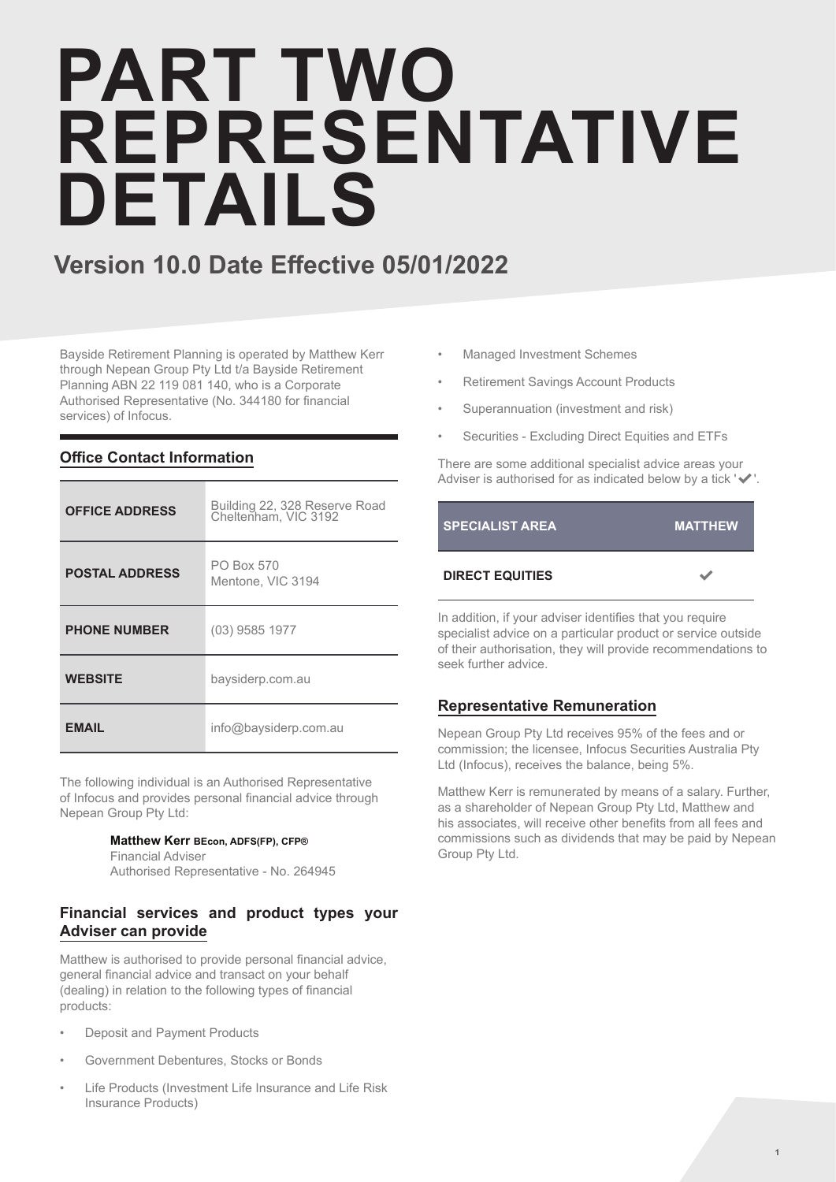# PART TWO REPRESENTATIVE DETAILS

## Version 10.0 Date Effective 05/01/2022

Bayside Retirement Planning is operated by Matthew Kerr through Nepean Group Pty Ltd t/a Bayside Retirement Planning ABN 22 119 081 140, who is a Corporate Authorised Representative (No. 344180 for financial services) of Infocus.

### Office Contact Information

| | |
|---|---|
| **OFFICE ADDRESS** | Building 22, 328 Reserve Road Cheltenham, VIC 3192 |
| **POSTAL ADDRESS** | PO Box 570 Mentone, VIC 3194 |
| **PHONE NUMBER** | (03) 9585 1977 |
| **WEBSITE** | baysiderp.com.au |
| **EMAIL** | info@baysiderp.com.au |

The following individual is an Authorised Representative of Infocus and provides personal financial advice through Nepean Group Pty Ltd:

**Matthew Kerr** **BEcon, ADFS(FP), CFP®**
Financial Adviser
Authorised Representative - No. 264945

### Financial services and product types your Adviser can provide

Matthew is authorised to provide personal financial advice, general financial advice and transact on your behalf (dealing) in relation to the following types of financial products:

- Deposit and Payment Products
- Government Debentures, Stocks or Bonds
- Life Products (Investment Life Insurance and Life Risk Insurance Products)
- Managed Investment Schemes
- Retirement Savings Account Products
- Superannuation (investment and risk)
- Securities - Excluding Direct Equities and ETFs

There are some additional specialist advice areas your Adviser is authorised for as indicated below by a tick '✔'.

| SPECIALIST AREA | MATTHEW |
|---|---|
| DIRECT EQUITIES | ✔ |

In addition, if your adviser identifies that you require specialist advice on a particular product or service outside of their authorisation, they will provide recommendations to seek further advice.

### Representative Remuneration

Nepean Group Pty Ltd receives 95% of the fees and or commission; the licensee, Infocus Securities Australia Pty Ltd (Infocus), receives the balance, being 5%.

Matthew Kerr is remunerated by means of a salary. Further, as a shareholder of Nepean Group Pty Ltd, Matthew and his associates, will receive other benefits from all fees and commissions such as dividends that may be paid by Nepean Group Pty Ltd.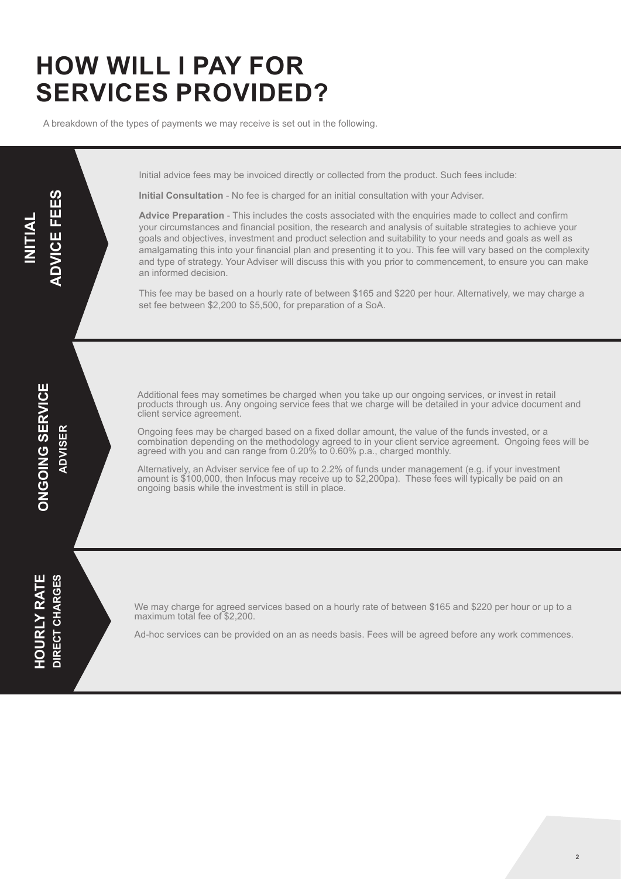# HOW WILL I PAY FOR SERVICES PROVIDED?

A breakdown of the types of payments we may receive is set out in the following.

## INITIAL ADVICE FEES

Initial advice fees may be invoiced directly or collected from the product. Such fees include:

**Initial Consultation** - No fee is charged for an initial consultation with your Adviser.

**Advice Preparation** - This includes the costs associated with the enquiries made to collect and confirm your circumstances and financial position, the research and analysis of suitable strategies to achieve your goals and objectives, investment and product selection and suitability to your needs and goals as well as amalgamating this into your financial plan and presenting it to you. This fee will vary based on the complexity and type of strategy. Your Adviser will discuss this with you prior to commencement, to ensure you can make an informed decision.

This fee may be based on a hourly rate of between $165 and $220 per hour. Alternatively, we may charge a set fee between $2,200 to $5,500, for preparation of a SoA.

## ONGOING SERVICE

### ADVISER

Additional fees may sometimes be charged when you take up our ongoing services, or invest in retail products through us. Any ongoing service fees that we charge will be detailed in your advice document and client service agreement.

Ongoing fees may be charged based on a fixed dollar amount, the value of the funds invested, or a combination depending on the methodology agreed to in your client service agreement. Ongoing fees will be agreed with you and can range from 0.20% to 0.60% p.a., charged monthly.

Alternatively, an Adviser service fee of up to 2.2% of funds under management (e.g. if your investment amount is $100,000, then Infocus may receive up to $2,200pa). These fees will typically be paid on an ongoing basis while the investment is still in place.

## HOURLY RATE

### DIRECT CHARGES

We may charge for agreed services based on a hourly rate of between $165 and $220 per hour or up to a maximum total fee of $2,200.

Ad-hoc services can be provided on an as needs basis. Fees will be agreed before any work commences.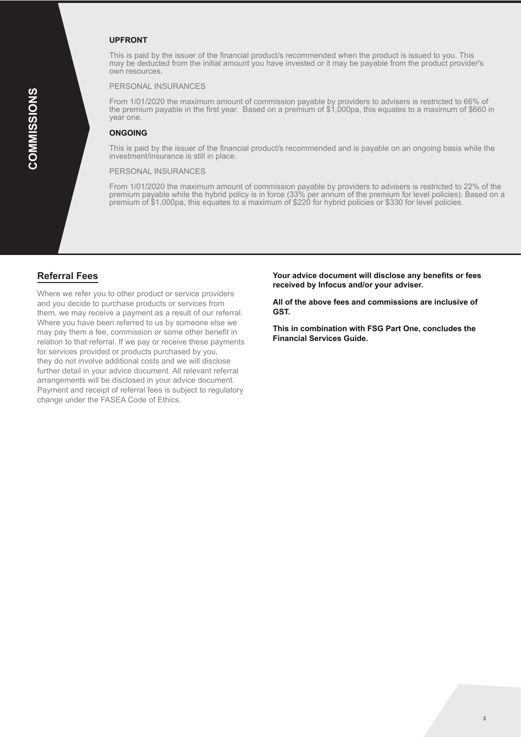## COMMISSIONS

**UPFRONT**

This is paid by the issuer of the financial product/s recommended when the product is issued to you. This may be deducted from the initial amount you have invested or it may be payable from the product provider's own resources.

PERSONAL INSURANCES

From 1/01/2020 the maximum amount of commission payable by providers to advisers is restricted to 66% of the premium payable in the first year. Based on a premium of $1,000pa, this equates to a maximum of $660 in year one.

**ONGOING**

This is paid by the issuer of the financial product/s recommended and is payable on an ongoing basis while the investment/insurance is still in place.

PERSONAL INSURANCES

From 1/01/2020 the maximum amount of commission payable by providers to advisers is restricted to 22% of the premium payable while the hybrid policy is in force (33% per annum of the premium for level policies). Based on a premium of $1,000pa, this equates to a maximum of $220 for hybrid policies or $330 for level policies.

## Referral Fees

Where we refer you to other product or service providers and you decide to purchase products or services from them, we may receive a payment as a result of our referral. Where you have been referred to us by someone else we may pay them a fee, commission or some other benefit in relation to that referral. If we pay or receive these payments for services provided or products purchased by you, they do not involve additional costs and we will disclose further detail in your advice document. All relevant referral arrangements will be disclosed in your advice document. Payment and receipt of referral fees is subject to regulatory change under the FASEA Code of Ethics.

**Your advice document will disclose any benefits or fees received by Infocus and/or your adviser.**

**All of the above fees and commissions are inclusive of GST.**

**This in combination with FSG Part One, concludes the Financial Services Guide.**